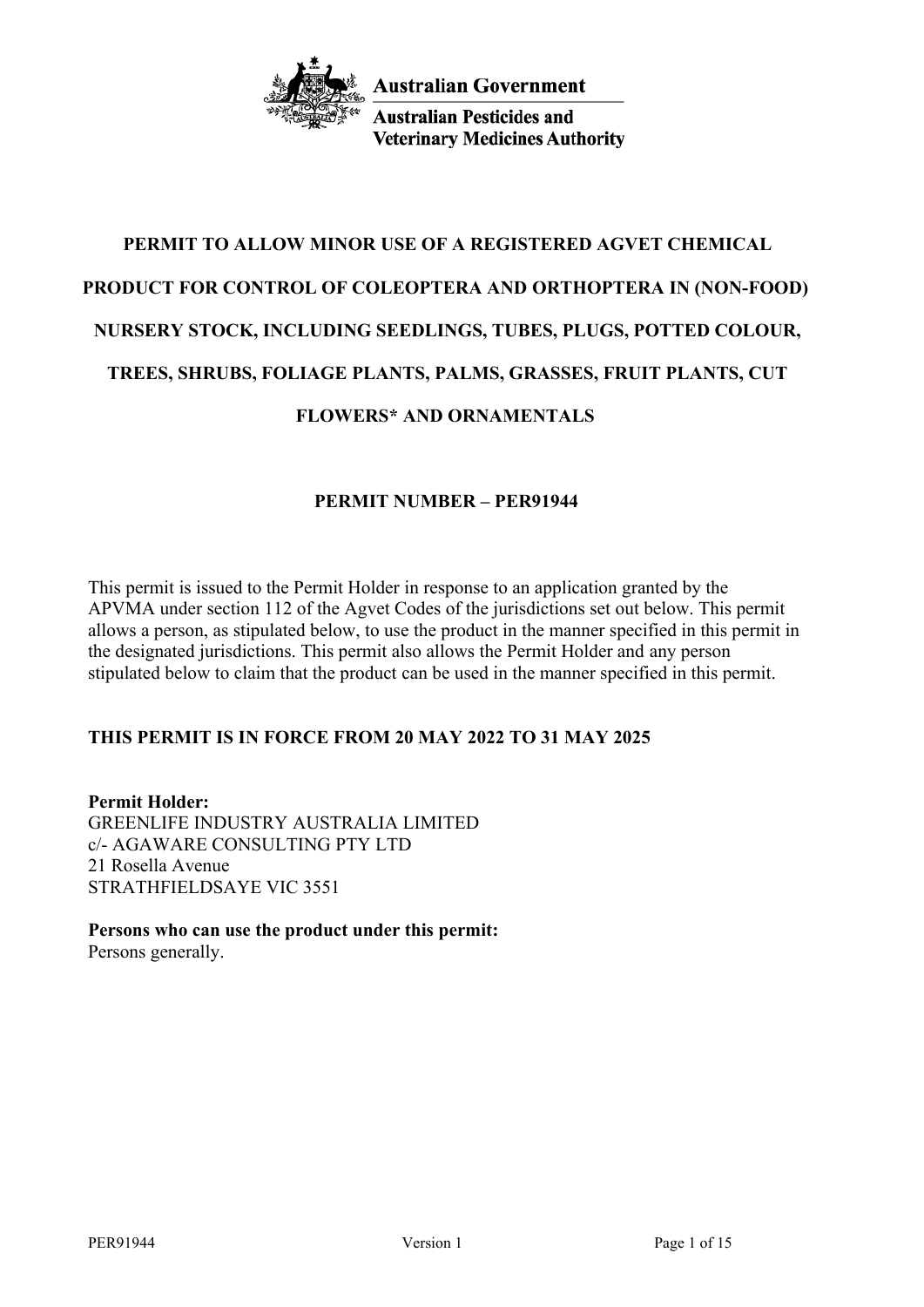Australian Government

Australian Pesticides and Veterinary Medicines Authority

# PERMIT TO ALLOW MINOR USE OF A REGISTERED AGVET CHEMICAL PRODUCT FOR CONTROL OF COLEOPTERA AND ORTHOPTERA IN (NON-FOOD) NURSERY STOCK, INCLUDING SEEDLINGS, TUBES, PLUGS, POTTED COLOUR, TREES, SHRUBS, FOLIAGE PLANTS, PALMS, GRASSES, FRUIT PLANTS, CUT FLOWERS* AND ORNAMENTALS

## PERMIT NUMBER – PER91944

This permit is issued to the Permit Holder in response to an application granted by the APVMA under section 112 of the Agvet Codes of the jurisdictions set out below. This permit allows a person, as stipulated below, to use the product in the manner specified in this permit in the designated jurisdictions. This permit also allows the Permit Holder and any person stipulated below to claim that the product can be used in the manner specified in this permit.

**THIS PERMIT IS IN FORCE FROM 20 MAY 2022 TO 31 MAY 2025**

**Permit Holder:**
GREENLIFE INDUSTRY AUSTRALIA LIMITED
c/- AGAWARE CONSULTING PTY LTD
21 Rosella Avenue
STRATHFIELDSAYE VIC 3551

**Persons who can use the product under this permit:**
Persons generally.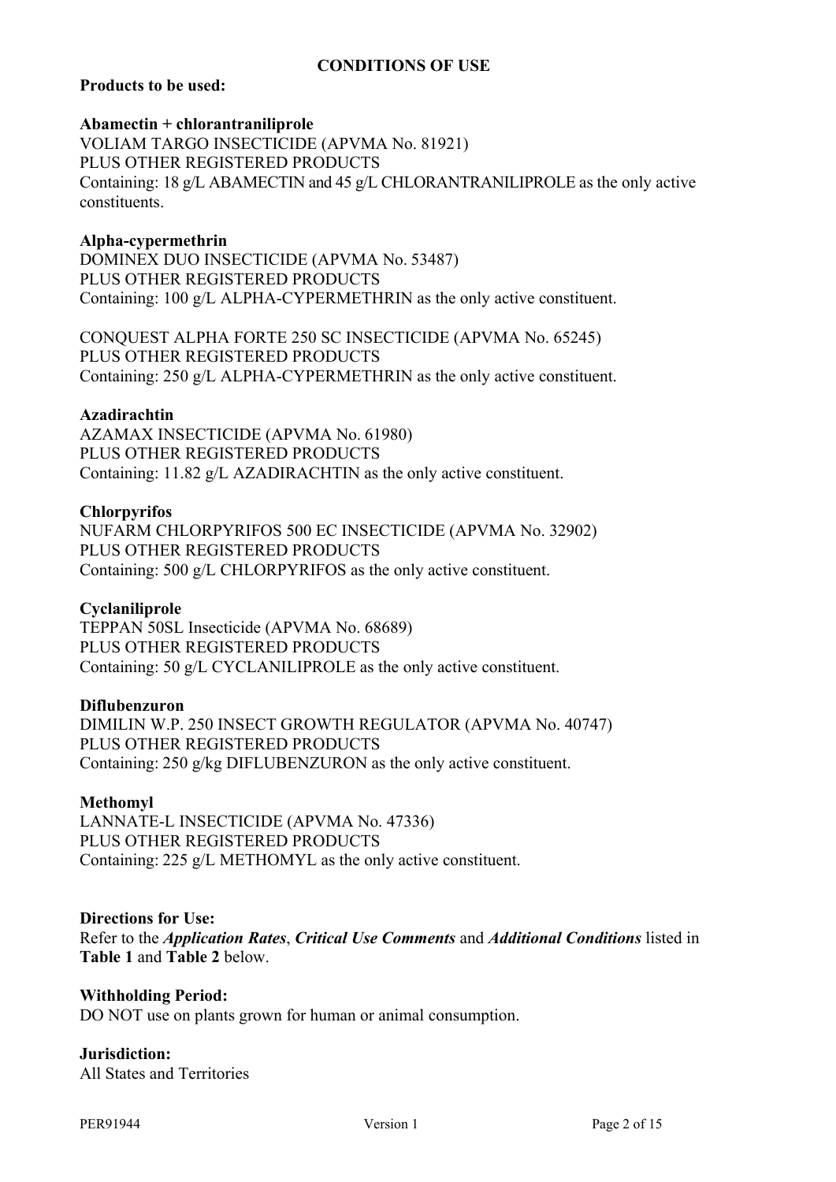## CONDITIONS OF USE

**Products to be used:**

**Abamectin + chlorantraniliprole**
VOLIAM TARGO INSECTICIDE (APVMA No. 81921)
PLUS OTHER REGISTERED PRODUCTS
Containing: 18 g/L ABAMECTIN and 45 g/L CHLORANTRANILIPROLE as the only active constituents.

**Alpha-cypermethrin**
DOMINEX DUO INSECTICIDE (APVMA No. 53487)
PLUS OTHER REGISTERED PRODUCTS
Containing: 100 g/L ALPHA-CYPERMETHRIN as the only active constituent.

CONQUEST ALPHA FORTE 250 SC INSECTICIDE (APVMA No. 65245)
PLUS OTHER REGISTERED PRODUCTS
Containing: 250 g/L ALPHA-CYPERMETHRIN as the only active constituent.

**Azadirachtin**
AZAMAX INSECTICIDE (APVMA No. 61980)
PLUS OTHER REGISTERED PRODUCTS
Containing: 11.82 g/L AZADIRACHTIN as the only active constituent.

**Chlorpyrifos**
NUFARM CHLORPYRIFOS 500 EC INSECTICIDE (APVMA No. 32902)
PLUS OTHER REGISTERED PRODUCTS
Containing: 500 g/L CHLORPYRIFOS as the only active constituent.

**Cyclaniliprole**
TEPPAN 50SL Insecticide (APVMA No. 68689)
PLUS OTHER REGISTERED PRODUCTS
Containing: 50 g/L CYCLANILIPROLE as the only active constituent.

**Diflubenzuron**
DIMILIN W.P. 250 INSECT GROWTH REGULATOR (APVMA No. 40747)
PLUS OTHER REGISTERED PRODUCTS
Containing: 250 g/kg DIFLUBENZURON as the only active constituent.

**Methomyl**
LANNATE-L INSECTICIDE (APVMA No. 47336)
PLUS OTHER REGISTERED PRODUCTS
Containing: 225 g/L METHOMYL as the only active constituent.

**Directions for Use:**
Refer to the ***Application Rates***, ***Critical Use Comments*** and ***Additional Conditions*** listed in **Table 1** and **Table 2** below.

**Withholding Period:**
DO NOT use on plants grown for human or animal consumption.

**Jurisdiction:**
All States and Territories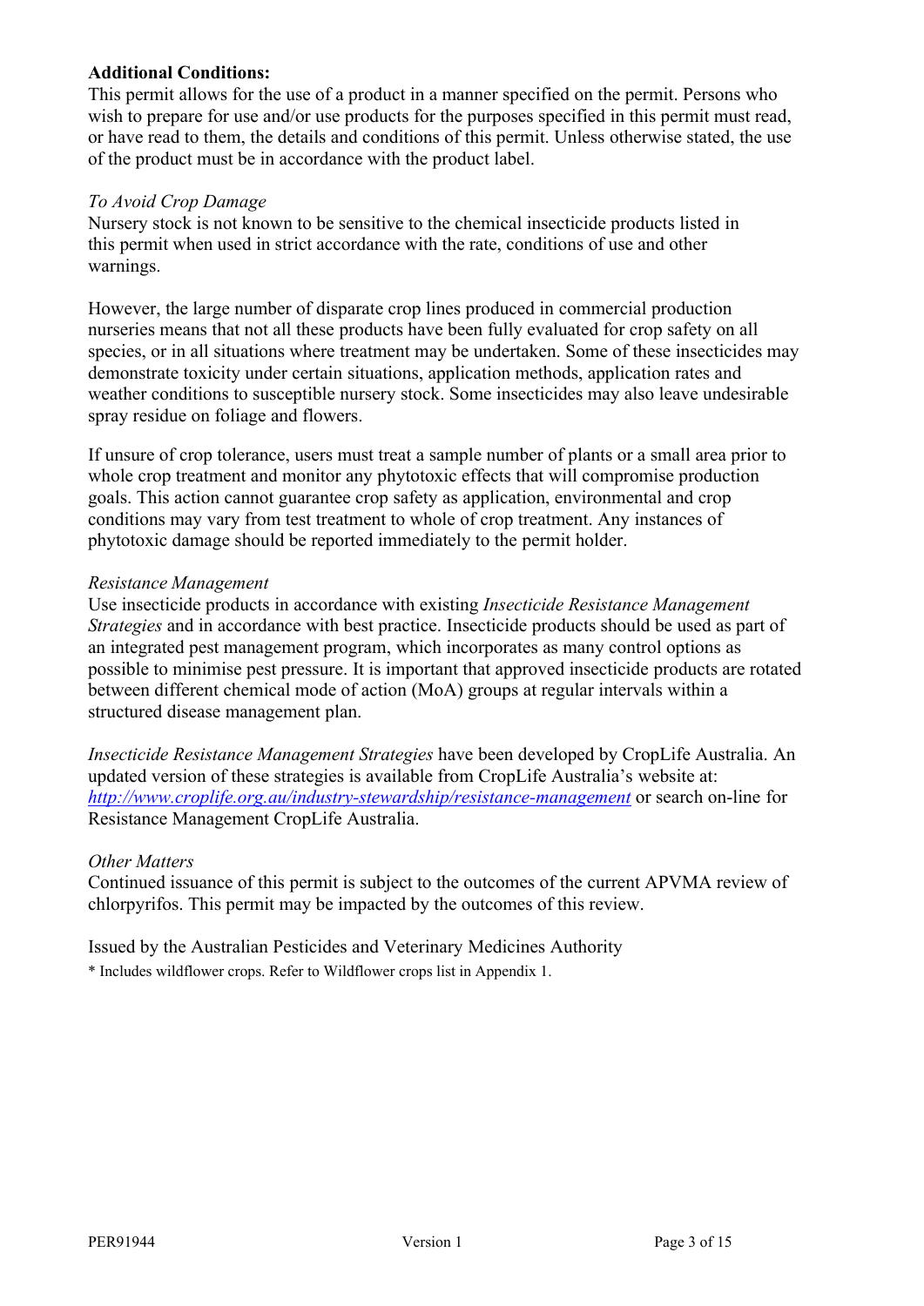**Additional Conditions:**

This permit allows for the use of a product in a manner specified on the permit. Persons who wish to prepare for use and/or use products for the purposes specified in this permit must read, or have read to them, the details and conditions of this permit. Unless otherwise stated, the use of the product must be in accordance with the product label.

*To Avoid Crop Damage*

Nursery stock is not known to be sensitive to the chemical insecticide products listed in this permit when used in strict accordance with the rate, conditions of use and other warnings.

However, the large number of disparate crop lines produced in commercial production nurseries means that not all these products have been fully evaluated for crop safety on all species, or in all situations where treatment may be undertaken. Some of these insecticides may demonstrate toxicity under certain situations, application methods, application rates and weather conditions to susceptible nursery stock. Some insecticides may also leave undesirable spray residue on foliage and flowers.

If unsure of crop tolerance, users must treat a sample number of plants or a small area prior to whole crop treatment and monitor any phytotoxic effects that will compromise production goals. This action cannot guarantee crop safety as application, environmental and crop conditions may vary from test treatment to whole of crop treatment. Any instances of phytotoxic damage should be reported immediately to the permit holder.

*Resistance Management*

Use insecticide products in accordance with existing *Insecticide Resistance Management Strategies* and in accordance with best practice. Insecticide products should be used as part of an integrated pest management program, which incorporates as many control options as possible to minimise pest pressure. It is important that approved insecticide products are rotated between different chemical mode of action (MoA) groups at regular intervals within a structured disease management plan.

*Insecticide Resistance Management Strategies* have been developed by CropLife Australia. An updated version of these strategies is available from CropLife Australia's website at: *http://www.croplife.org.au/industry-stewardship/resistance-management* or search on-line for Resistance Management CropLife Australia.

*Other Matters*

Continued issuance of this permit is subject to the outcomes of the current APVMA review of chlorpyrifos. This permit may be impacted by the outcomes of this review.

Issued by the Australian Pesticides and Veterinary Medicines Authority

* Includes wildflower crops. Refer to Wildflower crops list in Appendix 1.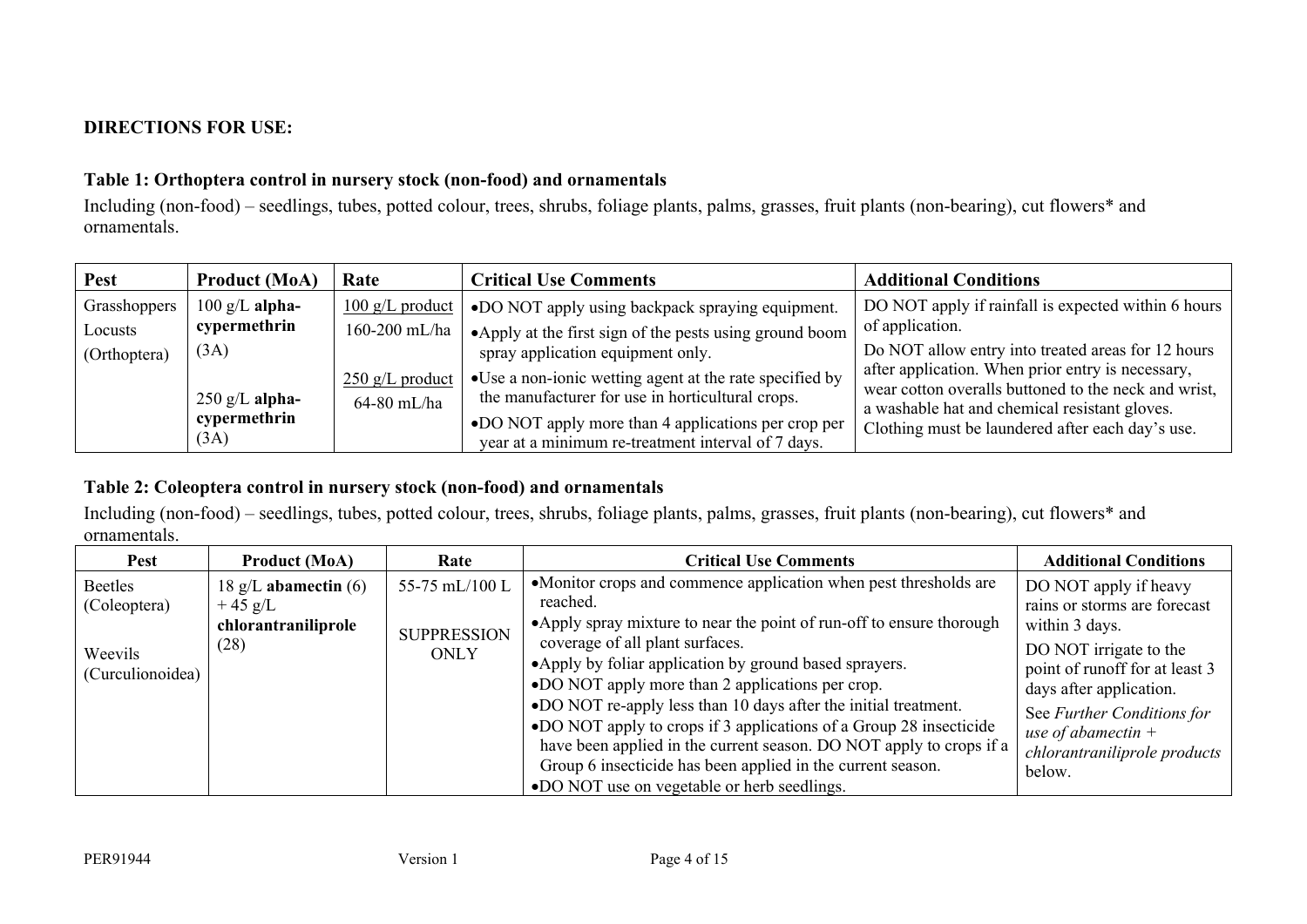**DIRECTIONS FOR USE:**

**Table 1: Orthoptera control in nursery stock (non-food) and ornamentals**

Including (non-food) – seedlings, tubes, potted colour, trees, shrubs, foliage plants, palms, grasses, fruit plants (non-bearing), cut flowers* and ornamentals.

| Pest | Product (MoA) | Rate | Critical Use Comments | Additional Conditions |
|---|---|---|---|---|
| Grasshoppers<br>Locusts<br>(Orthoptera) | 100 g/L **alpha-cypermethrin** (3A)<br><br>250 g/L **alpha-cypermethrin** (3A) | <u>100 g/L product</u><br>160-200 mL/ha<br><br><u>250 g/L product</u><br>64-80 mL/ha | • DO NOT apply using backpack spraying equipment.<br>• Apply at the first sign of the pests using ground boom spray application equipment only.<br>• Use a non-ionic wetting agent at the rate specified by the manufacturer for use in horticultural crops.<br>• DO NOT apply more than 4 applications per crop per year at a minimum re-treatment interval of 7 days. | DO NOT apply if rainfall is expected within 6 hours of application.<br>Do NOT allow entry into treated areas for 12 hours after application. When prior entry is necessary, wear cotton overalls buttoned to the neck and wrist, a washable hat and chemical resistant gloves. Clothing must be laundered after each day's use. |

**Table 2: Coleoptera control in nursery stock (non-food) and ornamentals**

Including (non-food) – seedlings, tubes, potted colour, trees, shrubs, foliage plants, palms, grasses, fruit plants (non-bearing), cut flowers* and ornamentals.

| Pest | Product (MoA) | Rate | Critical Use Comments | Additional Conditions |
|---|---|---|---|---|
| Beetles (Coleoptera)<br><br>Weevils (Curculionoidea) | 18 g/L **abamectin** (6) + 45 g/L **chlorantraniliprole** (28) | 55-75 mL/100 L<br><br>SUPPRESSION ONLY | • Monitor crops and commence application when pest thresholds are reached.<br>• Apply spray mixture to near the point of run-off to ensure thorough coverage of all plant surfaces.<br>• Apply by foliar application by ground based sprayers.<br>• DO NOT apply more than 2 applications per crop.<br>• DO NOT re-apply less than 10 days after the initial treatment.<br>• DO NOT apply to crops if 3 applications of a Group 28 insecticide have been applied in the current season. DO NOT apply to crops if a Group 6 insecticide has been applied in the current season.<br>• DO NOT use on vegetable or herb seedlings. | DO NOT apply if heavy rains or storms are forecast within 3 days.<br>DO NOT irrigate to the point of runoff for at least 3 days after application.<br>See *Further Conditions for use of abamectin + chlorantraniliprole products* below. |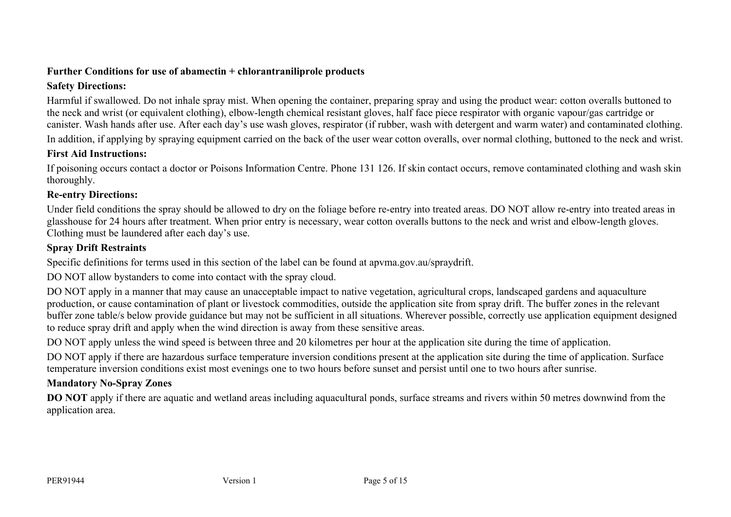**Further Conditions for use of abamectin + chlorantraniliprole products**

**Safety Directions:**

Harmful if swallowed. Do not inhale spray mist. When opening the container, preparing spray and using the product wear: cotton overalls buttoned to the neck and wrist (or equivalent clothing), elbow-length chemical resistant gloves, half face piece respirator with organic vapour/gas cartridge or canister. Wash hands after use. After each day's use wash gloves, respirator (if rubber, wash with detergent and warm water) and contaminated clothing.

In addition, if applying by spraying equipment carried on the back of the user wear cotton overalls, over normal clothing, buttoned to the neck and wrist.

**First Aid Instructions:**

If poisoning occurs contact a doctor or Poisons Information Centre. Phone 131 126. If skin contact occurs, remove contaminated clothing and wash skin thoroughly.

**Re-entry Directions:**

Under field conditions the spray should be allowed to dry on the foliage before re-entry into treated areas. DO NOT allow re-entry into treated areas in glasshouse for 24 hours after treatment. When prior entry is necessary, wear cotton overalls buttons to the neck and wrist and elbow-length gloves. Clothing must be laundered after each day's use.

**Spray Drift Restraints**

Specific definitions for terms used in this section of the label can be found at apvma.gov.au/spraydrift.

DO NOT allow bystanders to come into contact with the spray cloud.

DO NOT apply in a manner that may cause an unacceptable impact to native vegetation, agricultural crops, landscaped gardens and aquaculture production, or cause contamination of plant or livestock commodities, outside the application site from spray drift. The buffer zones in the relevant buffer zone table/s below provide guidance but may not be sufficient in all situations. Wherever possible, correctly use application equipment designed to reduce spray drift and apply when the wind direction is away from these sensitive areas.

DO NOT apply unless the wind speed is between three and 20 kilometres per hour at the application site during the time of application.

DO NOT apply if there are hazardous surface temperature inversion conditions present at the application site during the time of application. Surface temperature inversion conditions exist most evenings one to two hours before sunset and persist until one to two hours after sunrise.

**Mandatory No-Spray Zones**

**DO NOT** apply if there are aquatic and wetland areas including aquacultural ponds, surface streams and rivers within 50 metres downwind from the application area.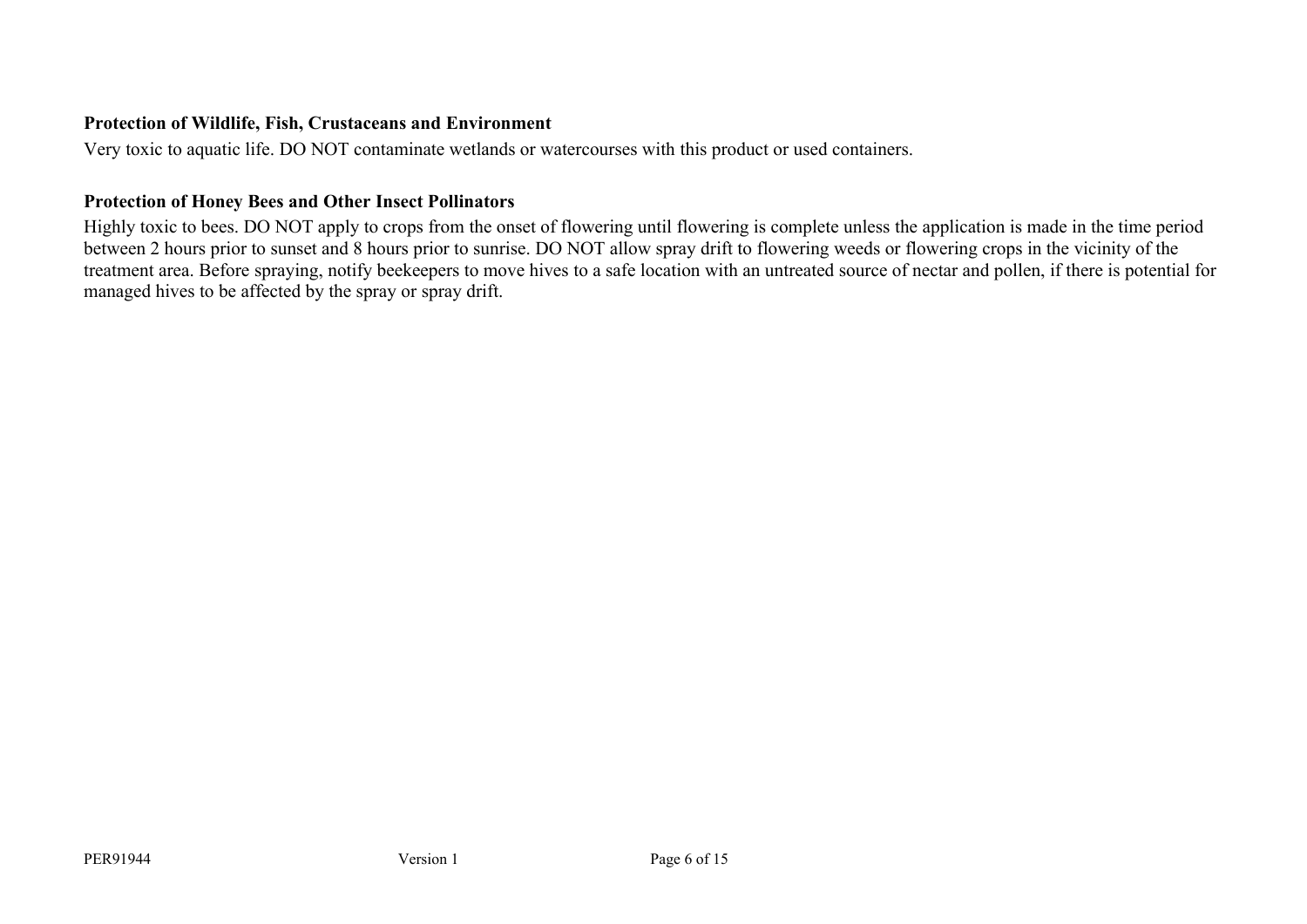**Protection of Wildlife, Fish, Crustaceans and Environment**

Very toxic to aquatic life. DO NOT contaminate wetlands or watercourses with this product or used containers.

**Protection of Honey Bees and Other Insect Pollinators**

Highly toxic to bees. DO NOT apply to crops from the onset of flowering until flowering is complete unless the application is made in the time period between 2 hours prior to sunset and 8 hours prior to sunrise. DO NOT allow spray drift to flowering weeds or flowering crops in the vicinity of the treatment area. Before spraying, notify beekeepers to move hives to a safe location with an untreated source of nectar and pollen, if there is potential for managed hives to be affected by the spray or spray drift.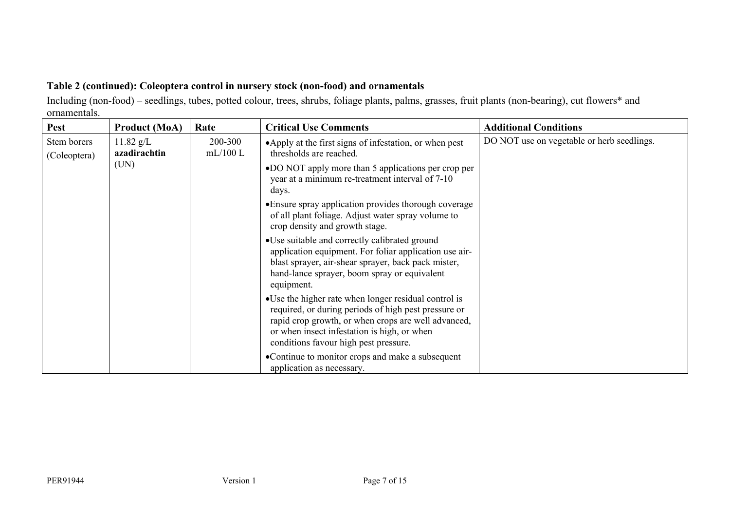**Table 2 (continued): Coleoptera control in nursery stock (non-food) and ornamentals**

Including (non-food) – seedlings, tubes, potted colour, trees, shrubs, foliage plants, palms, grasses, fruit plants (non-bearing), cut flowers* and ornamentals.

| Pest | Product (MoA) | Rate | Critical Use Comments | Additional Conditions |
|---|---|---|---|---|
| Stem borers (Coleoptera) | 11.82 g/L **azadirachtin** (UN) | 200-300 mL/100 L | • Apply at the first signs of infestation, or when pest thresholds are reached.<br>• DO NOT apply more than 5 applications per crop per year at a minimum re-treatment interval of 7-10 days.<br>• Ensure spray application provides thorough coverage of all plant foliage. Adjust water spray volume to crop density and growth stage.<br>• Use suitable and correctly calibrated ground application equipment. For foliar application use air-blast sprayer, air-shear sprayer, back pack mister, hand-lance sprayer, boom spray or equivalent equipment.<br>• Use the higher rate when longer residual control is required, or during periods of high pest pressure or rapid crop growth, or when crops are well advanced, or when insect infestation is high, or when conditions favour high pest pressure.<br>• Continue to monitor crops and make a subsequent application as necessary. | DO NOT use on vegetable or herb seedlings. |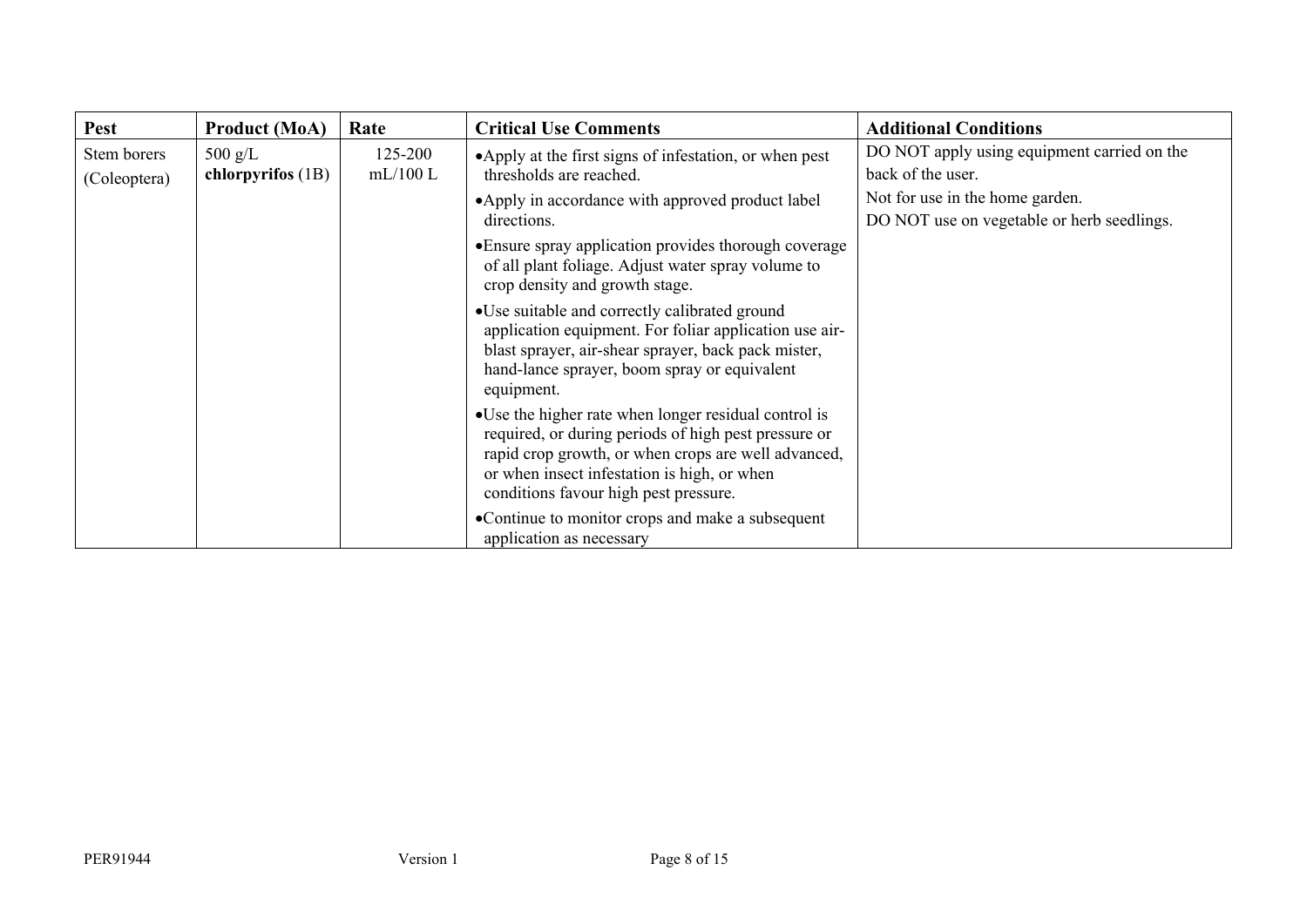| Pest | Product (MoA) | Rate | Critical Use Comments | Additional Conditions |
|---|---|---|---|---|
| Stem borers (Coleoptera) | 500 g/L **chlorpyrifos** (1B) | 125-200 mL/100 L | • Apply at the first signs of infestation, or when pest thresholds are reached.<br>• Apply in accordance with approved product label directions.<br>• Ensure spray application provides thorough coverage of all plant foliage. Adjust water spray volume to crop density and growth stage.<br>• Use suitable and correctly calibrated ground application equipment. For foliar application use air-blast sprayer, air-shear sprayer, back pack mister, hand-lance sprayer, boom spray or equivalent equipment.<br>• Use the higher rate when longer residual control is required, or during periods of high pest pressure or rapid crop growth, or when crops are well advanced, or when insect infestation is high, or when conditions favour high pest pressure.<br>• Continue to monitor crops and make a subsequent application as necessary | DO NOT apply using equipment carried on the back of the user.<br>Not for use in the home garden.<br>DO NOT use on vegetable or herb seedlings. |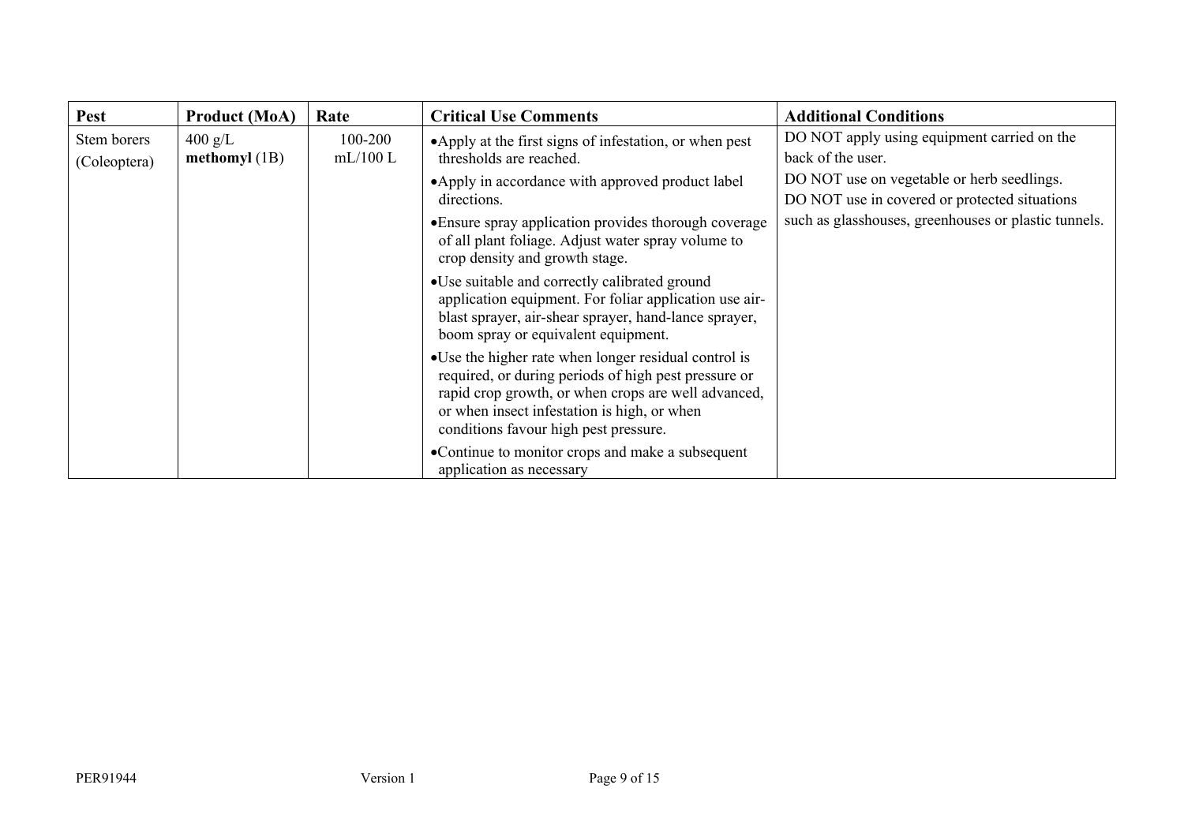| Pest | Product (MoA) | Rate | Critical Use Comments | Additional Conditions |
|---|---|---|---|---|
| Stem borers (Coleoptera) | 400 g/L **methomyl** (1B) | 100-200 mL/100 L | •Apply at the first signs of infestation, or when pest thresholds are reached.<br>•Apply in accordance with approved product label directions.<br>•Ensure spray application provides thorough coverage of all plant foliage. Adjust water spray volume to crop density and growth stage.<br>•Use suitable and correctly calibrated ground application equipment. For foliar application use air-blast sprayer, air-shear sprayer, hand-lance sprayer, boom spray or equivalent equipment.<br>•Use the higher rate when longer residual control is required, or during periods of high pest pressure or rapid crop growth, or when crops are well advanced, or when insect infestation is high, or when conditions favour high pest pressure.<br>•Continue to monitor crops and make a subsequent application as necessary | DO NOT apply using equipment carried on the back of the user.<br>DO NOT use on vegetable or herb seedlings.<br>DO NOT use in covered or protected situations such as glasshouses, greenhouses or plastic tunnels. |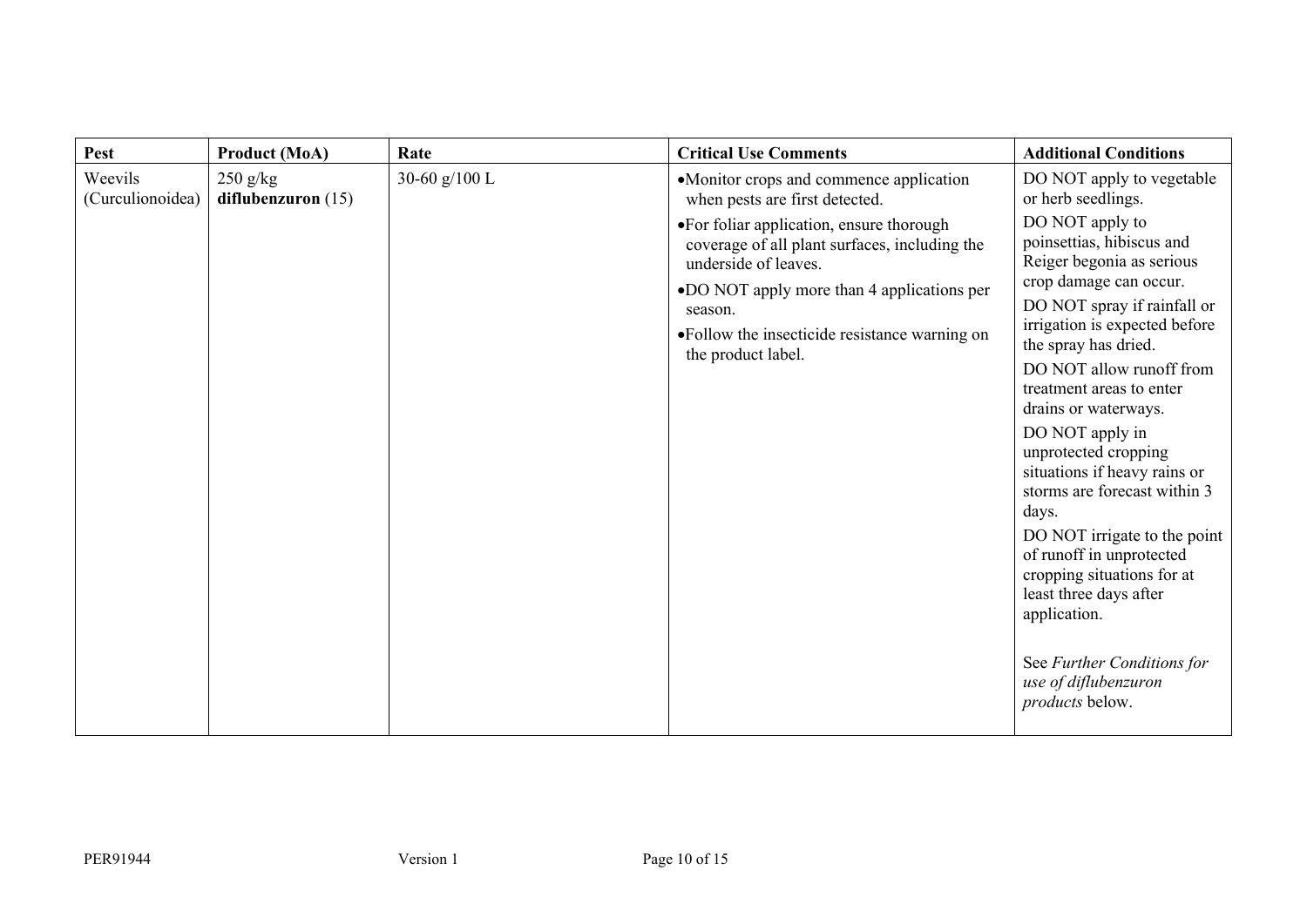| Pest | Product (MoA) | Rate | Critical Use Comments | Additional Conditions |
|---|---|---|---|---|
| Weevils (Curculionoidea) | 250 g/kg **diflubenzuron** (15) | 30-60 g/100 L | •Monitor crops and commence application when pests are first detected.<br>•For foliar application, ensure thorough coverage of all plant surfaces, including the underside of leaves.<br>•DO NOT apply more than 4 applications per season.<br>•Follow the insecticide resistance warning on the product label. | DO NOT apply to vegetable or herb seedlings.<br>DO NOT apply to poinsettias, hibiscus and Reiger begonia as serious crop damage can occur.<br>DO NOT spray if rainfall or irrigation is expected before the spray has dried.<br>DO NOT allow runoff from treatment areas to enter drains or waterways.<br>DO NOT apply in unprotected cropping situations if heavy rains or storms are forecast within 3 days.<br>DO NOT irrigate to the point of runoff in unprotected cropping situations for at least three days after application.<br><br>See *Further Conditions for use of diflubenzuron products* below. |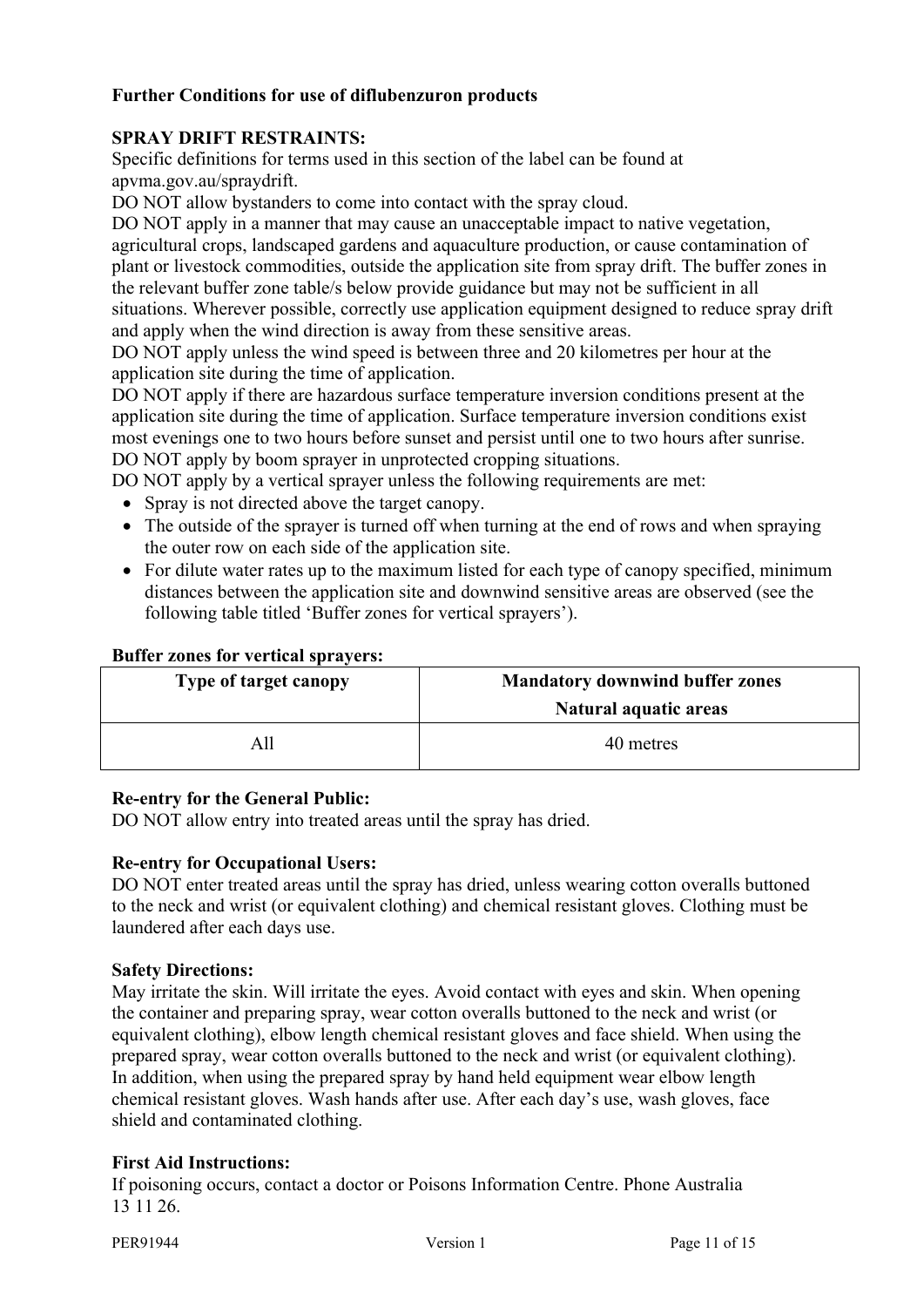**Further Conditions for use of diflubenzuron products**

**SPRAY DRIFT RESTRAINTS:**

Specific definitions for terms used in this section of the label can be found at apvma.gov.au/spraydrift.

DO NOT allow bystanders to come into contact with the spray cloud.

DO NOT apply in a manner that may cause an unacceptable impact to native vegetation, agricultural crops, landscaped gardens and aquaculture production, or cause contamination of plant or livestock commodities, outside the application site from spray drift. The buffer zones in the relevant buffer zone table/s below provide guidance but may not be sufficient in all situations. Wherever possible, correctly use application equipment designed to reduce spray drift and apply when the wind direction is away from these sensitive areas.

DO NOT apply unless the wind speed is between three and 20 kilometres per hour at the application site during the time of application.

DO NOT apply if there are hazardous surface temperature inversion conditions present at the application site during the time of application. Surface temperature inversion conditions exist most evenings one to two hours before sunset and persist until one to two hours after sunrise.

DO NOT apply by boom sprayer in unprotected cropping situations.

DO NOT apply by a vertical sprayer unless the following requirements are met:

- Spray is not directed above the target canopy.
- The outside of the sprayer is turned off when turning at the end of rows and when spraying the outer row on each side of the application site.
- For dilute water rates up to the maximum listed for each type of canopy specified, minimum distances between the application site and downwind sensitive areas are observed (see the following table titled 'Buffer zones for vertical sprayers').

**Buffer zones for vertical sprayers:**

| Type of target canopy | Mandatory downwind buffer zones<br>Natural aquatic areas |
|---|---|
| All | 40 metres |

**Re-entry for the General Public:**

DO NOT allow entry into treated areas until the spray has dried.

**Re-entry for Occupational Users:**

DO NOT enter treated areas until the spray has dried, unless wearing cotton overalls buttoned to the neck and wrist (or equivalent clothing) and chemical resistant gloves. Clothing must be laundered after each days use.

**Safety Directions:**

May irritate the skin. Will irritate the eyes. Avoid contact with eyes and skin. When opening the container and preparing spray, wear cotton overalls buttoned to the neck and wrist (or equivalent clothing), elbow length chemical resistant gloves and face shield. When using the prepared spray, wear cotton overalls buttoned to the neck and wrist (or equivalent clothing). In addition, when using the prepared spray by hand held equipment wear elbow length chemical resistant gloves. Wash hands after use. After each day's use, wash gloves, face shield and contaminated clothing.

**First Aid Instructions:**

If poisoning occurs, contact a doctor or Poisons Information Centre. Phone Australia 13 11 26.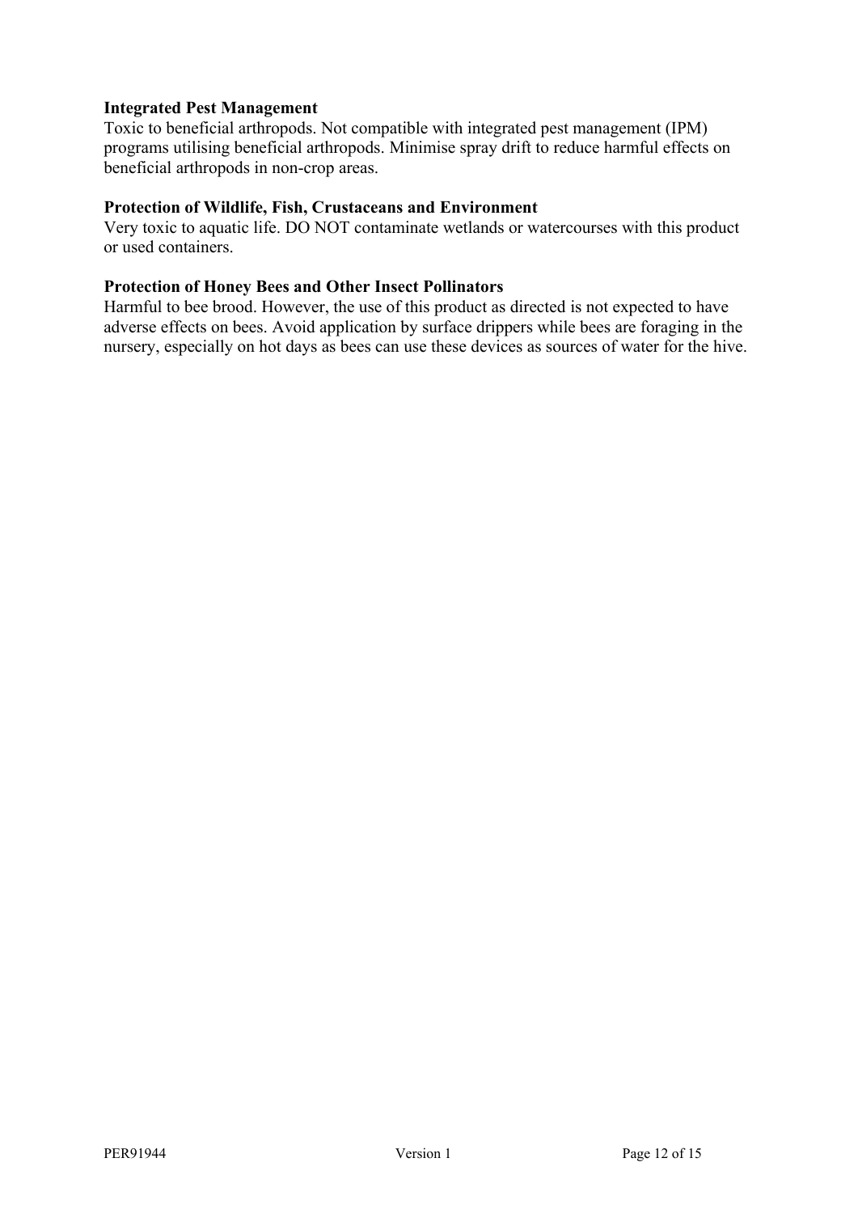**Integrated Pest Management**

Toxic to beneficial arthropods. Not compatible with integrated pest management (IPM) programs utilising beneficial arthropods. Minimise spray drift to reduce harmful effects on beneficial arthropods in non-crop areas.

**Protection of Wildlife, Fish, Crustaceans and Environment**

Very toxic to aquatic life. DO NOT contaminate wetlands or watercourses with this product or used containers.

**Protection of Honey Bees and Other Insect Pollinators**

Harmful to bee brood. However, the use of this product as directed is not expected to have adverse effects on bees. Avoid application by surface drippers while bees are foraging in the nursery, especially on hot days as bees can use these devices as sources of water for the hive.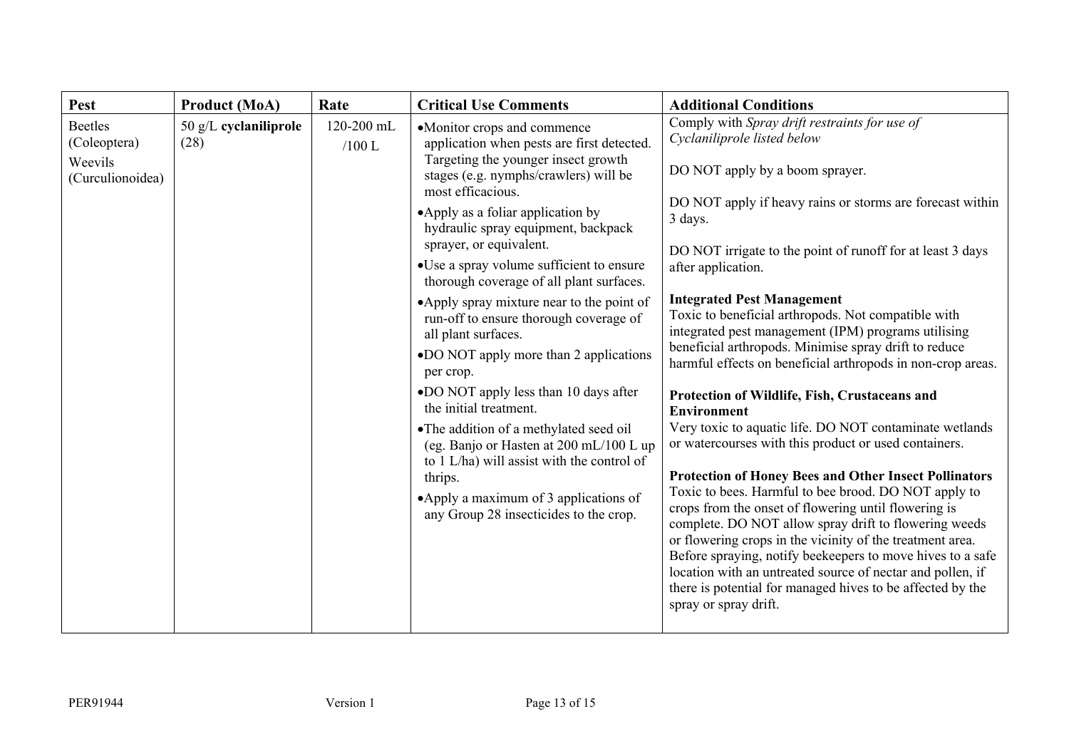| Pest | Product (MoA) | Rate | Critical Use Comments | Additional Conditions |
|---|---|---|---|---|
| Beetles (Coleoptera)<br>Weevils (Curculionoidea) | 50 g/L **cyclaniliprole** (28) | 120-200 mL /100 L | • Monitor crops and commence application when pests are first detected. Targeting the younger insect growth stages (e.g. nymphs/crawlers) will be most efficacious.<br>• Apply as a foliar application by hydraulic spray equipment, backpack sprayer, or equivalent.<br>• Use a spray volume sufficient to ensure thorough coverage of all plant surfaces.<br>• Apply spray mixture near to the point of run-off to ensure thorough coverage of all plant surfaces.<br>• DO NOT apply more than 2 applications per crop.<br>• DO NOT apply less than 10 days after the initial treatment.<br>• The addition of a methylated seed oil (eg. Banjo or Hasten at 200 mL/100 L up to 1 L/ha) will assist with the control of thrips.<br>• Apply a maximum of 3 applications of any Group 28 insecticides to the crop. | Comply with *Spray drift restraints for use of Cyclaniliprole listed below*<br><br>DO NOT apply by a boom sprayer.<br><br>DO NOT apply if heavy rains or storms are forecast within 3 days.<br><br>DO NOT irrigate to the point of runoff for at least 3 days after application.<br><br>**Integrated Pest Management**<br>Toxic to beneficial arthropods. Not compatible with integrated pest management (IPM) programs utilising beneficial arthropods. Minimise spray drift to reduce harmful effects on beneficial arthropods in non-crop areas.<br><br>**Protection of Wildlife, Fish, Crustaceans and Environment**<br>Very toxic to aquatic life. DO NOT contaminate wetlands or watercourses with this product or used containers.<br><br>**Protection of Honey Bees and Other Insect Pollinators**<br>Toxic to bees. Harmful to bee brood. DO NOT apply to crops from the onset of flowering until flowering is complete. DO NOT allow spray drift to flowering weeds or flowering crops in the vicinity of the treatment area. Before spraying, notify beekeepers to move hives to a safe location with an untreated source of nectar and pollen, if there is potential for managed hives to be affected by the spray or spray drift. |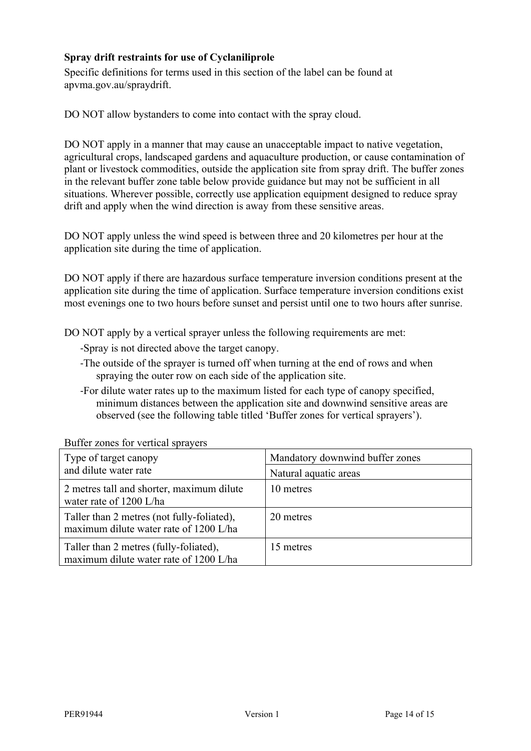**Spray drift restraints for use of Cyclaniliprole**

Specific definitions for terms used in this section of the label can be found at apvma.gov.au/spraydrift.

DO NOT allow bystanders to come into contact with the spray cloud.

DO NOT apply in a manner that may cause an unacceptable impact to native vegetation, agricultural crops, landscaped gardens and aquaculture production, or cause contamination of plant or livestock commodities, outside the application site from spray drift. The buffer zones in the relevant buffer zone table below provide guidance but may not be sufficient in all situations. Wherever possible, correctly use application equipment designed to reduce spray drift and apply when the wind direction is away from these sensitive areas.

DO NOT apply unless the wind speed is between three and 20 kilometres per hour at the application site during the time of application.

DO NOT apply if there are hazardous surface temperature inversion conditions present at the application site during the time of application. Surface temperature inversion conditions exist most evenings one to two hours before sunset and persist until one to two hours after sunrise.

DO NOT apply by a vertical sprayer unless the following requirements are met:

- Spray is not directed above the target canopy.
- The outside of the sprayer is turned off when turning at the end of rows and when spraying the outer row on each side of the application site.
- For dilute water rates up to the maximum listed for each type of canopy specified, minimum distances between the application site and downwind sensitive areas are observed (see the following table titled 'Buffer zones for vertical sprayers').

Buffer zones for vertical sprayers

| Type of target canopy and dilute water rate | Mandatory downwind buffer zones |
|---|---|
| | Natural aquatic areas |
| 2 metres tall and shorter, maximum dilute water rate of 1200 L/ha | 10 metres |
| Taller than 2 metres (not fully-foliated), maximum dilute water rate of 1200 L/ha | 20 metres |
| Taller than 2 metres (fully-foliated), maximum dilute water rate of 1200 L/ha | 15 metres |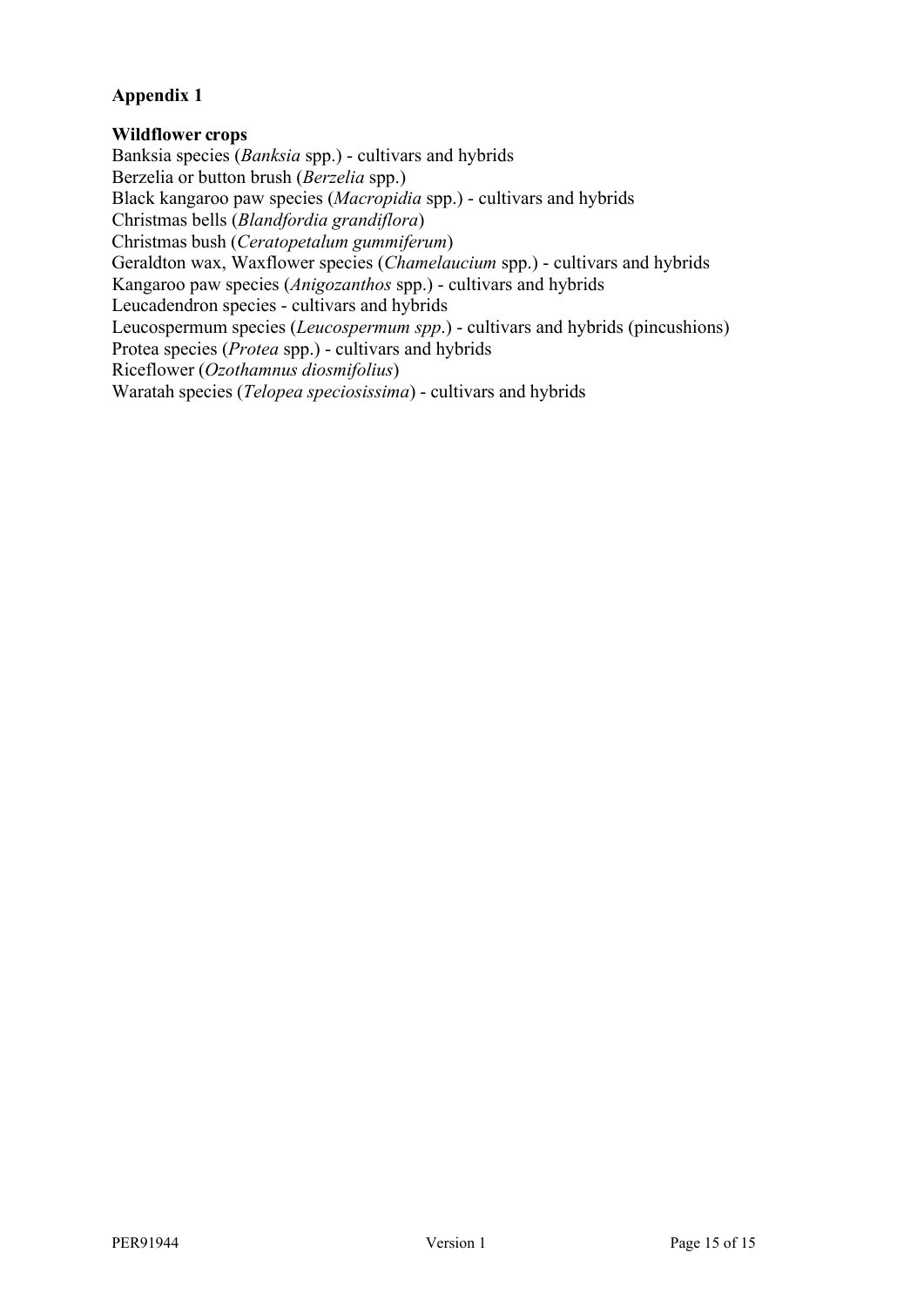**Appendix 1**

**Wildflower crops**

Banksia species (*Banksia* spp.) - cultivars and hybrids
Berzelia or button brush (*Berzelia* spp.)
Black kangaroo paw species (*Macropidia* spp.) - cultivars and hybrids
Christmas bells (*Blandfordia grandiflora*)
Christmas bush (*Ceratopetalum gummiferum*)
Geraldton wax, Waxflower species (*Chamelaucium* spp.) - cultivars and hybrids
Kangaroo paw species (*Anigozanthos* spp.) - cultivars and hybrids
Leucadendron species - cultivars and hybrids
Leucospermum species (*Leucospermum spp*.) - cultivars and hybrids (pincushions)
Protea species (*Protea* spp.) - cultivars and hybrids
Riceflower (*Ozothamnus diosmifolius*)
Waratah species (*Telopea speciosissima*) - cultivars and hybrids